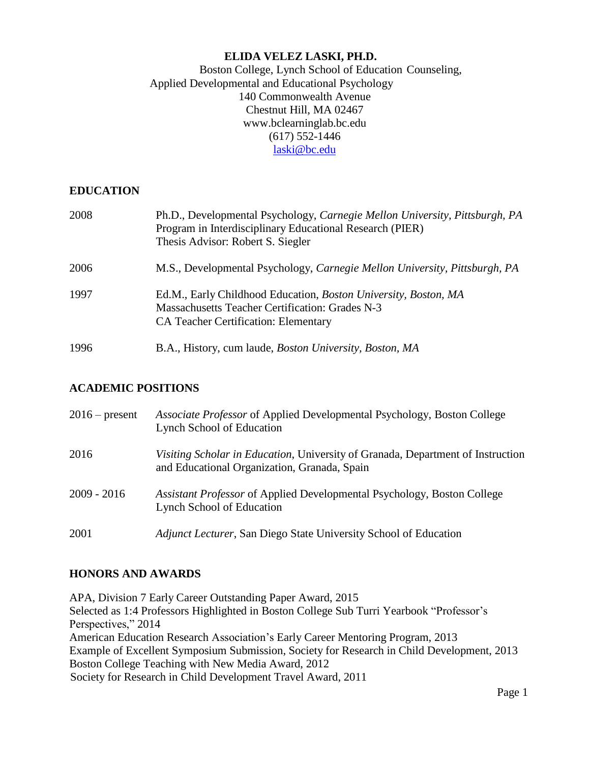# ELIDA VELEZ LASKI, PH.D.

Boston College, Lynch School of Education Counseling,
Applied Developmental and Educational Psychology
140 Commonwealth Avenue
Chestnut Hill, MA 02467
www.bclearninglab.bc.edu
(617) 552-1446
laski@bc.edu

## EDUCATION

| | |
|---|---|
| 2008 | Ph.D., Developmental Psychology, *Carnegie Mellon University, Pittsburgh, PA*<br>Program in Interdisciplinary Educational Research (PIER)<br>Thesis Advisor: Robert S. Siegler |
| 2006 | M.S., Developmental Psychology, *Carnegie Mellon University, Pittsburgh, PA* |
| 1997 | Ed.M., Early Childhood Education, *Boston University, Boston, MA*<br>Massachusetts Teacher Certification: Grades N-3<br>CA Teacher Certification: Elementary |
| 1996 | B.A., History, cum laude, *Boston University, Boston, MA* |

## ACADEMIC POSITIONS

| | |
|---|---|
| 2016 – present | *Associate Professor* of Applied Developmental Psychology, Boston College Lynch School of Education |
| 2016 | *Visiting Scholar in Education*, University of Granada, Department of Instruction and Educational Organization, Granada, Spain |
| 2009 - 2016 | *Assistant Professor* of Applied Developmental Psychology, Boston College Lynch School of Education |
| 2001 | *Adjunct Lecturer*, San Diego State University School of Education |

## HONORS AND AWARDS

APA, Division 7 Early Career Outstanding Paper Award, 2015
Selected as 1:4 Professors Highlighted in Boston College Sub Turri Yearbook "Professor's Perspectives," 2014
American Education Research Association's Early Career Mentoring Program, 2013
Example of Excellent Symposium Submission, Society for Research in Child Development, 2013
Boston College Teaching with New Media Award, 2012
Society for Research in Child Development Travel Award, 2011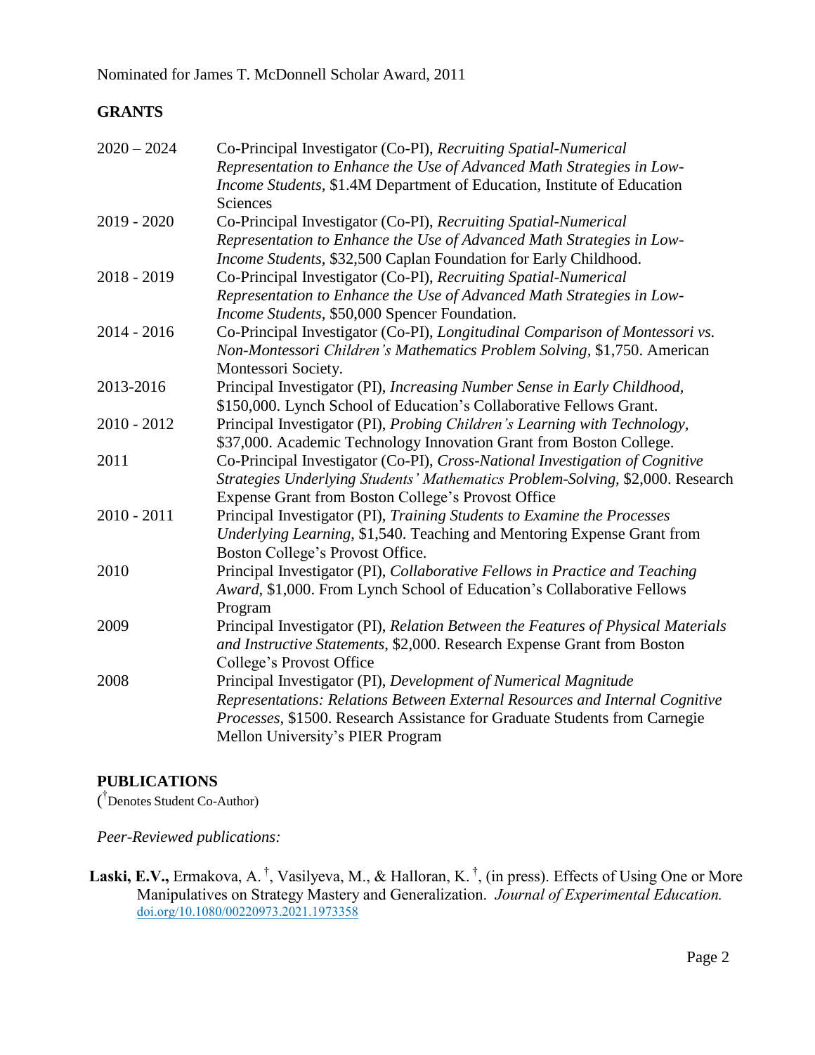Nominated for James T. McDonnell Scholar Award, 2011

## GRANTS

| | |
|---|---|
| 2020 – 2024 | Co-Principal Investigator (Co-PI), *Recruiting Spatial-Numerical Representation to Enhance the Use of Advanced Math Strategies in Low-Income Students*, $1.4M Department of Education, Institute of Education Sciences |
| 2019 - 2020 | Co-Principal Investigator (Co-PI), *Recruiting Spatial-Numerical Representation to Enhance the Use of Advanced Math Strategies in Low-Income Students*, $32,500 Caplan Foundation for Early Childhood. |
| 2018 - 2019 | Co-Principal Investigator (Co-PI), *Recruiting Spatial-Numerical Representation to Enhance the Use of Advanced Math Strategies in Low-Income Students*, $50,000 Spencer Foundation. |
| 2014 - 2016 | Co-Principal Investigator (Co-PI), *Longitudinal Comparison of Montessori vs. Non-Montessori Children's Mathematics Problem Solving*, $1,750. American Montessori Society. |
| 2013-2016 | Principal Investigator (PI), *Increasing Number Sense in Early Childhood*, $150,000. Lynch School of Education's Collaborative Fellows Grant. |
| 2010 - 2012 | Principal Investigator (PI), *Probing Children's Learning with Technology*, $37,000. Academic Technology Innovation Grant from Boston College. |
| 2011 | Co-Principal Investigator (Co-PI), *Cross-National Investigation of Cognitive Strategies Underlying Students' Mathematics Problem-Solving*, $2,000. Research Expense Grant from Boston College's Provost Office |
| 2010 - 2011 | Principal Investigator (PI), *Training Students to Examine the Processes Underlying Learning*, $1,540. Teaching and Mentoring Expense Grant from Boston College's Provost Office. |
| 2010 | Principal Investigator (PI), *Collaborative Fellows in Practice and Teaching Award*, $1,000. From Lynch School of Education's Collaborative Fellows Program |
| 2009 | Principal Investigator (PI), *Relation Between the Features of Physical Materials and Instructive Statements*, $2,000. Research Expense Grant from Boston College's Provost Office |
| 2008 | Principal Investigator (PI), *Development of Numerical Magnitude Representations: Relations Between External Resources and Internal Cognitive Processes*, $1500. Research Assistance for Graduate Students from Carnegie Mellon University's PIER Program |

## PUBLICATIONS

(† Denotes Student Co-Author)

*Peer-Reviewed publications:*

**Laski, E.V.,** Ermakova, A. †, Vasilyeva, M., & Halloran, K. †, (in press). Effects of Using One or More Manipulatives on Strategy Mastery and Generalization. *Journal of Experimental Education.* doi.org/10.1080/00220973.2021.1973358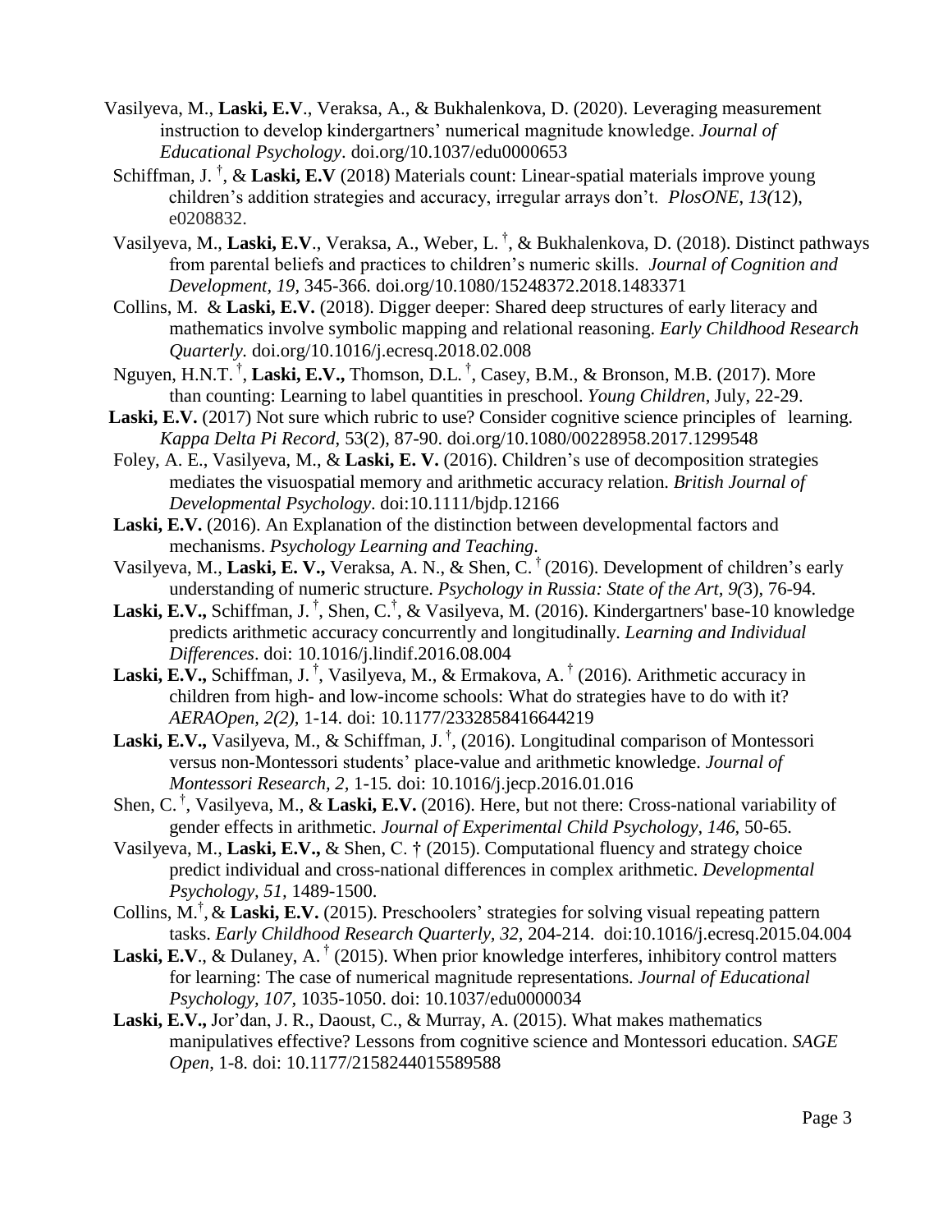Vasilyeva, M., **Laski, E.V**., Veraksa, A., & Bukhalenkova, D. (2020). Leveraging measurement instruction to develop kindergartners' numerical magnitude knowledge. *Journal of Educational Psychology*. doi.org/10.1037/edu0000653

Schiffman, J. †, & **Laski, E.V** (2018) Materials count: Linear-spatial materials improve young children's addition strategies and accuracy, irregular arrays don't. *PlosONE*, *13(*12), e0208832.

Vasilyeva, M., **Laski, E.V**., Veraksa, A., Weber, L. †, & Bukhalenkova, D. (2018). Distinct pathways from parental beliefs and practices to children's numeric skills. *Journal of Cognition and Development, 19,* 345-366. doi.org/10.1080/15248372.2018.1483371

Collins, M. & **Laski, E.V.** (2018). Digger deeper: Shared deep structures of early literacy and mathematics involve symbolic mapping and relational reasoning. *Early Childhood Research Quarterly.* doi.org/10.1016/j.ecresq.2018.02.008

Nguyen, H.N.T. †, **Laski, E.V.,** Thomson, D.L. †, Casey, B.M., & Bronson, M.B. (2017). More than counting: Learning to label quantities in preschool. *Young Children*, July, 22-29.

**Laski, E.V.** (2017) Not sure which rubric to use? Consider cognitive science principles of learning. *Kappa Delta Pi Record*, 53(2), 87-90. doi.org/10.1080/00228958.2017.1299548

Foley, A. E., Vasilyeva, M., & **Laski, E. V.** (2016). Children's use of decomposition strategies mediates the visuospatial memory and arithmetic accuracy relation. *British Journal of Developmental Psychology*. doi:10.1111/bjdp.12166

**Laski, E.V.** (2016). An Explanation of the distinction between developmental factors and mechanisms. *Psychology Learning and Teaching*.

Vasilyeva, M., **Laski, E. V.,** Veraksa, A. N., & Shen, C. † (2016). Development of children's early understanding of numeric structure. *Psychology in Russia: State of the Art*, *9(*3), 76-94.

**Laski, E.V.,** Schiffman, J. †, Shen, C.†, & Vasilyeva, M. (2016). Kindergartners' base-10 knowledge predicts arithmetic accuracy concurrently and longitudinally. *Learning and Individual Differences*. doi: 10.1016/j.lindif.2016.08.004

**Laski, E.V.,** Schiffman, J. †, Vasilyeva, M., & Ermakova, A. † (2016). Arithmetic accuracy in children from high- and low-income schools: What do strategies have to do with it? *AERAOpen*, *2(2),* 1-14. doi: 10.1177/2332858416644219

**Laski, E.V.,** Vasilyeva, M., & Schiffman, J. †, (2016). Longitudinal comparison of Montessori versus non-Montessori students' place-value and arithmetic knowledge. *Journal of Montessori Research, 2,* 1-15*.* doi: 10.1016/j.jecp.2016.01.016

Shen, C. †, Vasilyeva, M., & **Laski, E.V.** (2016). Here, but not there: Cross-national variability of gender effects in arithmetic. *Journal of Experimental Child Psychology*, *146*, 50-65.

Vasilyeva, M., **Laski, E.V.,** & Shen, C. **†** (2015). Computational fluency and strategy choice predict individual and cross-national differences in complex arithmetic. *Developmental Psychology*, *51,* 1489-1500.

Collins, M.†, & **Laski, E.V.** (2015). Preschoolers' strategies for solving visual repeating pattern tasks. *Early Childhood Research Quarterly*, *32*, 204-214. doi:10.1016/j.ecresq.2015.04.004

**Laski, E.V**., & Dulaney, A. † (2015). When prior knowledge interferes, inhibitory control matters for learning: The case of numerical magnitude representations. *Journal of Educational Psychology, 107,* 1035-1050. doi: 10.1037/edu0000034

**Laski, E.V.,** Jor'dan, J. R., Daoust, C., & Murray, A. (2015). What makes mathematics manipulatives effective? Lessons from cognitive science and Montessori education. *SAGE Open*, 1-8. doi: 10.1177/2158244015589588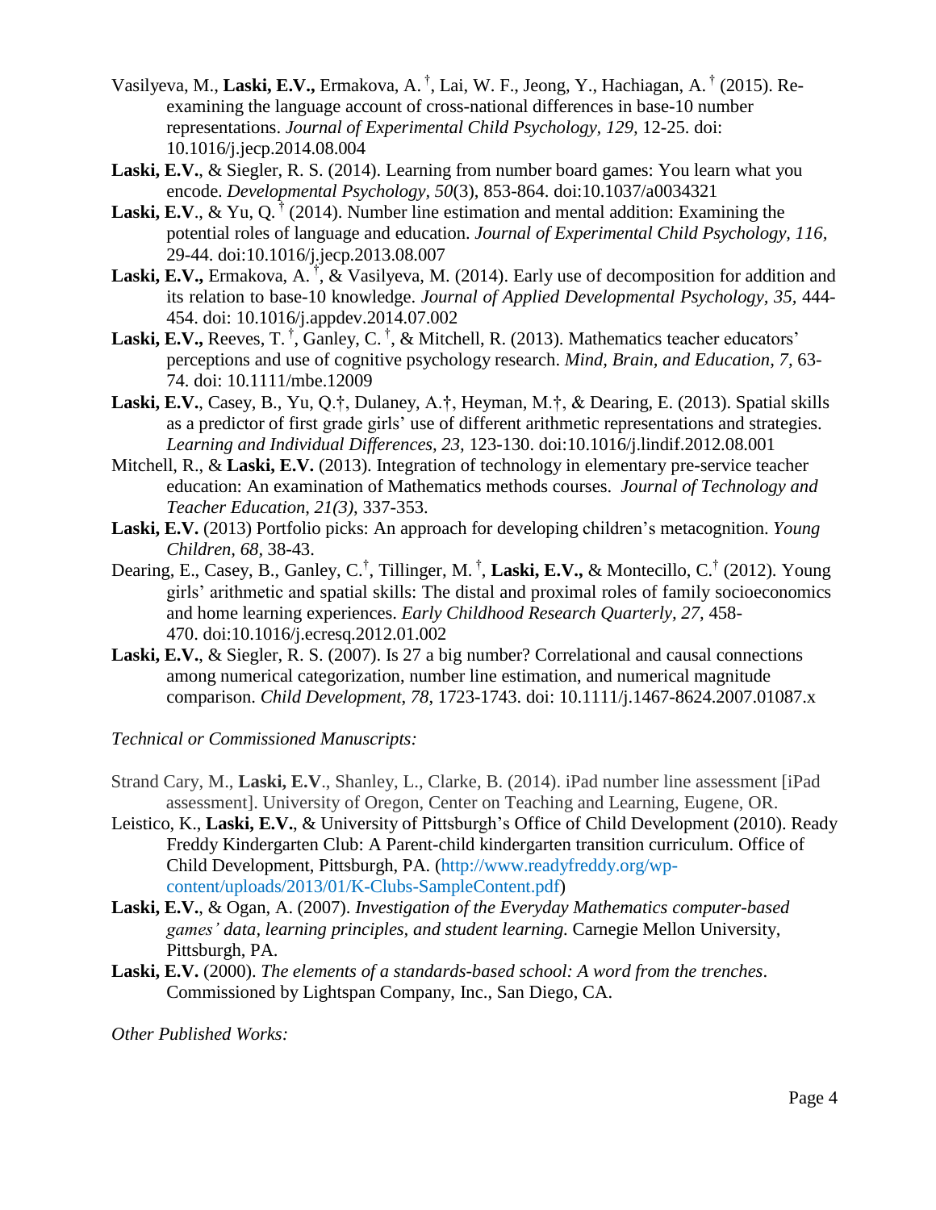Vasilyeva, M., **Laski, E.V.,** Ermakova, A.[†], Lai, W. F., Jeong, Y., Hachiagan, A.[†] (2015). Re-examining the language account of cross-national differences in base-10 number representations. *Journal of Experimental Child Psychology, 129,* 12-25. doi: 10.1016/j.jecp.2014.08.004

**Laski, E.V.**, & Siegler, R. S. (2014). Learning from number board games: You learn what you encode. *Developmental Psychology, 50*(3), 853-864. doi:10.1037/a0034321

**Laski, E.V**., & Yu, Q.[†] (2014). Number line estimation and mental addition: Examining the potential roles of language and education. *Journal of Experimental Child Psychology, 116,* 29-44. doi:10.1016/j.jecp.2013.08.007

**Laski, E.V.,** Ermakova, A.[†], & Vasilyeva, M. (2014). Early use of decomposition for addition and its relation to base-10 knowledge. *Journal of Applied Developmental Psychology, 35,* 444-454. doi: 10.1016/j.appdev.2014.07.002

**Laski, E.V.,** Reeves, T.[†], Ganley, C.[†], & Mitchell, R. (2013). Mathematics teacher educators' perceptions and use of cognitive psychology research. *Mind, Brain, and Education, 7,* 63-74. doi: 10.1111/mbe.12009

**Laski, E.V.**, Casey, B., Yu, Q.[†], Dulaney, A.[†], Heyman, M.[†], & Dearing, E. (2013). Spatial skills as a predictor of first grade girls' use of different arithmetic representations and strategies. *Learning and Individual Differences, 23,* 123-130. doi:10.1016/j.lindif.2012.08.001

Mitchell, R., & **Laski, E.V.** (2013). Integration of technology in elementary pre-service teacher education: An examination of Mathematics methods courses. *Journal of Technology and Teacher Education, 21(3),* 337-353.

**Laski, E.V.** (2013) Portfolio picks: An approach for developing children's metacognition. *Young Children, 68,* 38-43.

Dearing, E., Casey, B., Ganley, C.[†], Tillinger, M.[†], **Laski, E.V.,** & Montecillo, C.[†] (2012). Young girls' arithmetic and spatial skills: The distal and proximal roles of family socioeconomics and home learning experiences. *Early Childhood Research Quarterly, 27,* 458-470. doi:10.1016/j.ecresq.2012.01.002

**Laski, E.V.**, & Siegler, R. S. (2007). Is 27 a big number? Correlational and causal connections among numerical categorization, number line estimation, and numerical magnitude comparison. *Child Development, 78,* 1723-1743. doi: 10.1111/j.1467-8624.2007.01087.x

*Technical or Commissioned Manuscripts:*

Strand Cary, M., **Laski, E.V**., Shanley, L., Clarke, B. (2014). iPad number line assessment [iPad assessment]. University of Oregon, Center on Teaching and Learning, Eugene, OR.

Leistico, K., **Laski, E.V.**, & University of Pittsburgh's Office of Child Development (2010). Ready Freddy Kindergarten Club: A Parent-child kindergarten transition curriculum. Office of Child Development, Pittsburgh, PA. (http://www.readyfreddy.org/wp-content/uploads/2013/01/K-Clubs-SampleContent.pdf)

**Laski, E.V.**, & Ogan, A. (2007). *Investigation of the Everyday Mathematics computer-based games' data, learning principles, and student learning.* Carnegie Mellon University, Pittsburgh, PA.

**Laski, E.V.** (2000). *The elements of a standards-based school: A word from the trenches*. Commissioned by Lightspan Company, Inc., San Diego, CA.

*Other Published Works:*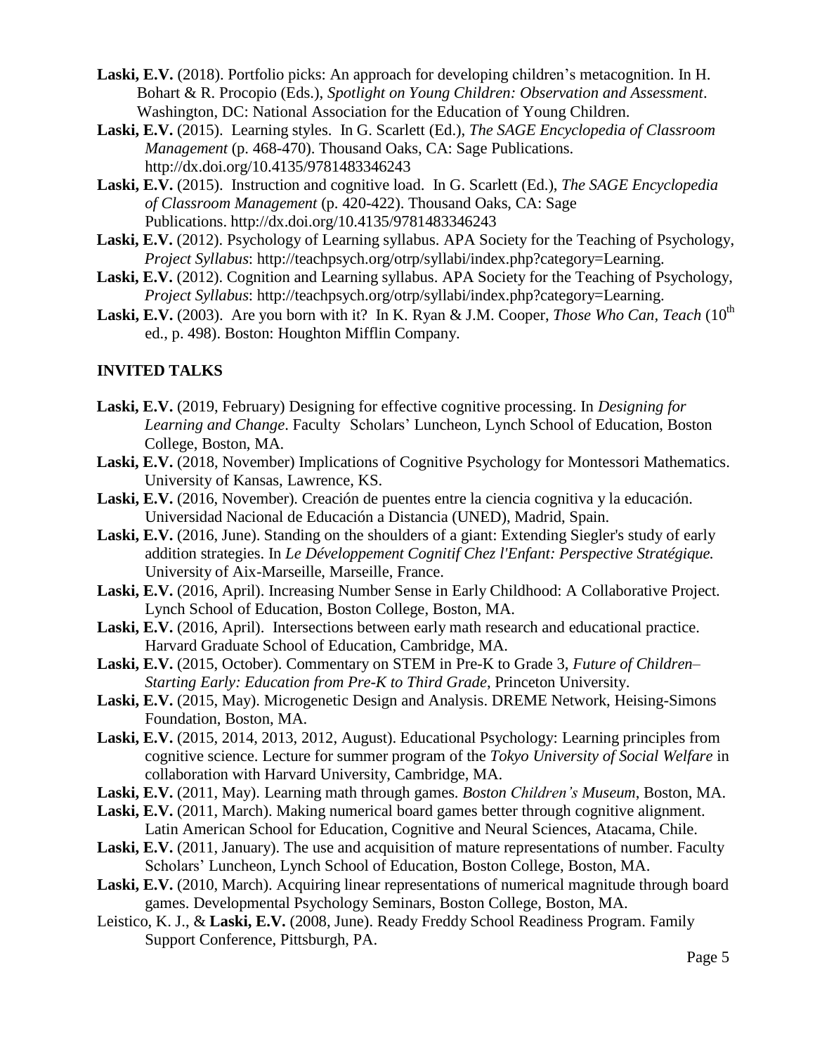**Laski, E.V.** (2018). Portfolio picks: An approach for developing children's metacognition. In H. Bohart & R. Procopio (Eds.), *Spotlight on Young Children: Observation and Assessment*. Washington, DC: National Association for the Education of Young Children.

**Laski, E.V.** (2015). Learning styles. In G. Scarlett (Ed.), *The SAGE Encyclopedia of Classroom Management* (p. 468-470). Thousand Oaks, CA: Sage Publications. http://dx.doi.org/10.4135/9781483346243

**Laski, E.V.** (2015). Instruction and cognitive load. In G. Scarlett (Ed.), *The SAGE Encyclopedia of Classroom Management* (p. 420-422). Thousand Oaks, CA: Sage Publications. http://dx.doi.org/10.4135/9781483346243

**Laski, E.V.** (2012). Psychology of Learning syllabus. APA Society for the Teaching of Psychology, *Project Syllabus*: http://teachpsych.org/otrp/syllabi/index.php?category=Learning.

**Laski, E.V.** (2012). Cognition and Learning syllabus. APA Society for the Teaching of Psychology, *Project Syllabus*: http://teachpsych.org/otrp/syllabi/index.php?category=Learning.

**Laski, E.V.** (2003). Are you born with it? In K. Ryan & J.M. Cooper, *Those Who Can, Teach* (10th ed., p. 498). Boston: Houghton Mifflin Company.

## INVITED TALKS

**Laski, E.V.** (2019, February) Designing for effective cognitive processing. In *Designing for Learning and Change*. Faculty Scholars' Luncheon, Lynch School of Education, Boston College, Boston, MA.

**Laski, E.V.** (2018, November) Implications of Cognitive Psychology for Montessori Mathematics. University of Kansas, Lawrence, KS.

**Laski, E.V.** (2016, November). Creación de puentes entre la ciencia cognitiva y la educación. Universidad Nacional de Educación a Distancia (UNED), Madrid, Spain.

**Laski, E.V.** (2016, June). Standing on the shoulders of a giant: Extending Siegler's study of early addition strategies. In *Le Développement Cognitif Chez l'Enfant: Perspective Stratégique.* University of Aix-Marseille, Marseille, France.

**Laski, E.V.** (2016, April). Increasing Number Sense in Early Childhood: A Collaborative Project. Lynch School of Education, Boston College, Boston, MA.

**Laski, E.V.** (2016, April). Intersections between early math research and educational practice. Harvard Graduate School of Education, Cambridge, MA.

**Laski, E.V.** (2015, October). Commentary on STEM in Pre-K to Grade 3, *Future of Children– Starting Early: Education from Pre-K to Third Grade*, Princeton University.

**Laski, E.V.** (2015, May). Microgenetic Design and Analysis. DREME Network, Heising-Simons Foundation, Boston, MA.

**Laski, E.V.** (2015, 2014, 2013, 2012, August). Educational Psychology: Learning principles from cognitive science. Lecture for summer program of the *Tokyo University of Social Welfare* in collaboration with Harvard University, Cambridge, MA.

**Laski, E.V.** (2011, May). Learning math through games. *Boston Children's Museum*, Boston, MA.

**Laski, E.V.** (2011, March). Making numerical board games better through cognitive alignment. Latin American School for Education, Cognitive and Neural Sciences, Atacama, Chile.

**Laski, E.V.** (2011, January). The use and acquisition of mature representations of number. Faculty Scholars' Luncheon, Lynch School of Education, Boston College, Boston, MA.

**Laski, E.V.** (2010, March). Acquiring linear representations of numerical magnitude through board games. Developmental Psychology Seminars, Boston College, Boston, MA.

Leistico, K. J., & **Laski, E.V.** (2008, June). Ready Freddy School Readiness Program. Family Support Conference, Pittsburgh, PA.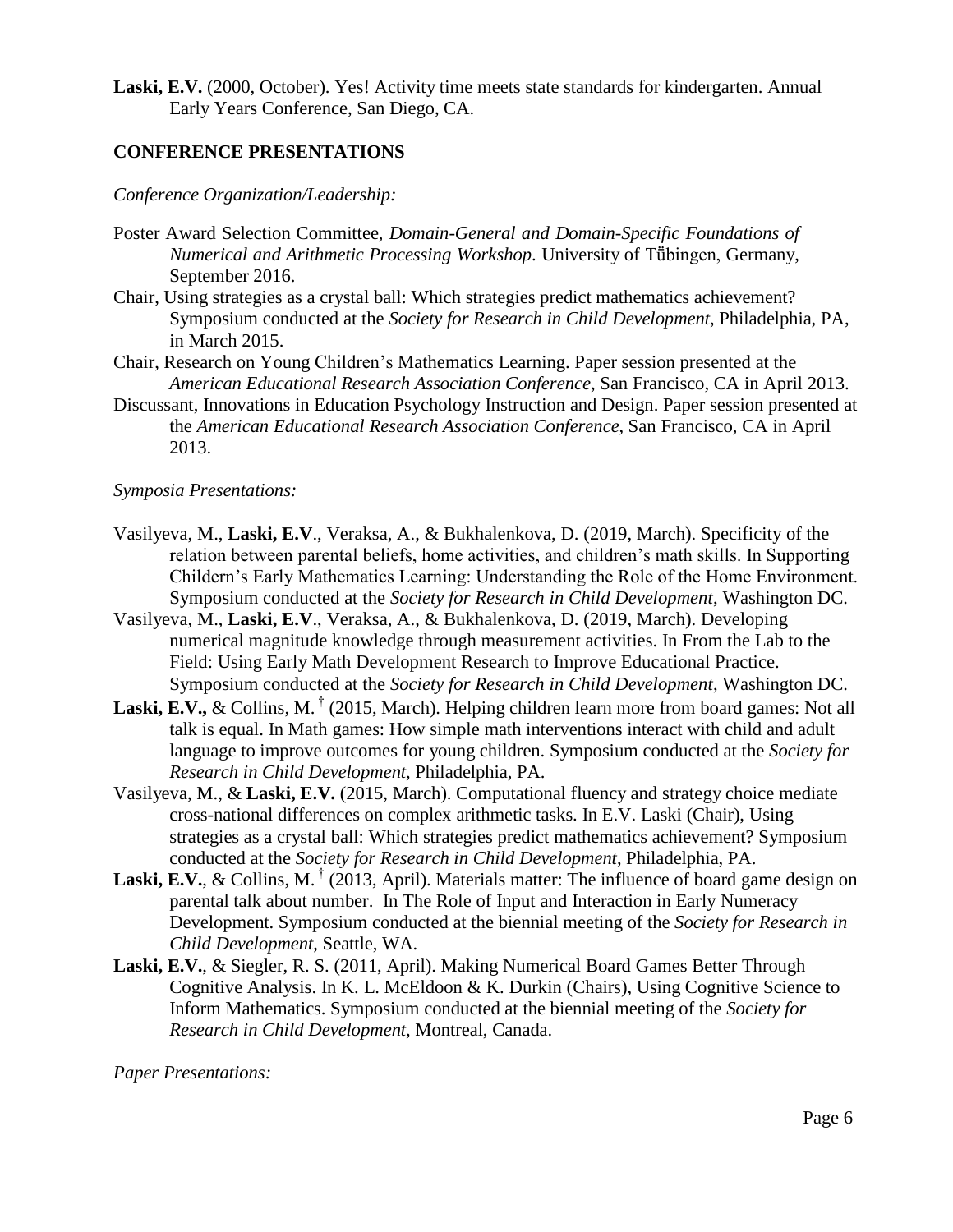**Laski, E.V.** (2000, October). Yes! Activity time meets state standards for kindergarten. Annual Early Years Conference, San Diego, CA.

## CONFERENCE PRESENTATIONS

*Conference Organization/Leadership:*

Poster Award Selection Committee, *Domain-General and Domain-Specific Foundations of Numerical and Arithmetic Processing Workshop*. University of Tübingen, Germany, September 2016.

Chair, Using strategies as a crystal ball: Which strategies predict mathematics achievement? Symposium conducted at the *Society for Research in Child Development*, Philadelphia, PA, in March 2015.

Chair, Research on Young Children's Mathematics Learning. Paper session presented at the *American Educational Research Association Conference*, San Francisco, CA in April 2013.

Discussant, Innovations in Education Psychology Instruction and Design. Paper session presented at the *American Educational Research Association Conference*, San Francisco, CA in April 2013.

*Symposia Presentations:*

Vasilyeva, M., **Laski, E.V**., Veraksa, A., & Bukhalenkova, D. (2019, March). Specificity of the relation between parental beliefs, home activities, and children's math skills. In Supporting Childern's Early Mathematics Learning: Understanding the Role of the Home Environment. Symposium conducted at the *Society for Research in Child Development*, Washington DC.

Vasilyeva, M., **Laski, E.V**., Veraksa, A., & Bukhalenkova, D. (2019, March). Developing numerical magnitude knowledge through measurement activities. In From the Lab to the Field: Using Early Math Development Research to Improve Educational Practice. Symposium conducted at the *Society for Research in Child Development*, Washington DC.

**Laski, E.V.,** & Collins, M. † (2015, March). Helping children learn more from board games: Not all talk is equal. In Math games: How simple math interventions interact with child and adult language to improve outcomes for young children. Symposium conducted at the *Society for Research in Child Development*, Philadelphia, PA.

Vasilyeva, M., & **Laski, E.V.** (2015, March). Computational fluency and strategy choice mediate cross-national differences on complex arithmetic tasks. In E.V. Laski (Chair), Using strategies as a crystal ball: Which strategies predict mathematics achievement? Symposium conducted at the *Society for Research in Child Development*, Philadelphia, PA.

**Laski, E.V.**, & Collins, M. † (2013, April). Materials matter: The influence of board game design on parental talk about number. In The Role of Input and Interaction in Early Numeracy Development. Symposium conducted at the biennial meeting of the *Society for Research in Child Development*, Seattle, WA.

**Laski, E.V.**, & Siegler, R. S. (2011, April). Making Numerical Board Games Better Through Cognitive Analysis. In K. L. McEldoon & K. Durkin (Chairs), Using Cognitive Science to Inform Mathematics. Symposium conducted at the biennial meeting of the *Society for Research in Child Development*, Montreal, Canada.

*Paper Presentations:*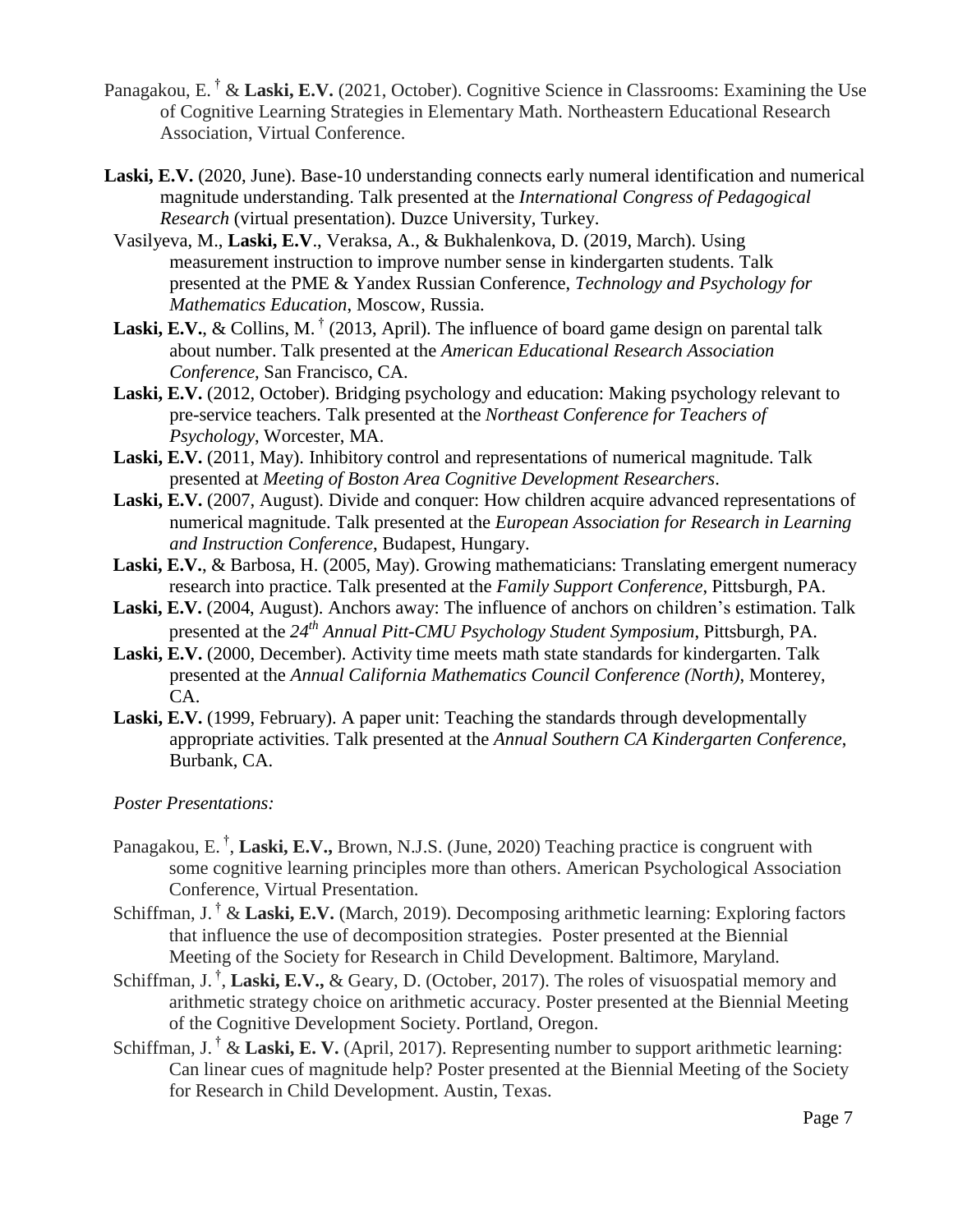Panagakou, E. † & **Laski, E.V.** (2021, October). Cognitive Science in Classrooms: Examining the Use of Cognitive Learning Strategies in Elementary Math. Northeastern Educational Research Association, Virtual Conference.

**Laski, E.V.** (2020, June). Base-10 understanding connects early numeral identification and numerical magnitude understanding. Talk presented at the *International Congress of Pedagogical Research* (virtual presentation). Duzce University, Turkey.

Vasilyeva, M., **Laski, E.V**., Veraksa, A., & Bukhalenkova, D. (2019, March). Using measurement instruction to improve number sense in kindergarten students. Talk presented at the PME & Yandex Russian Conference, *Technology and Psychology for Mathematics Education*, Moscow, Russia.

**Laski, E.V.**, & Collins, M. † (2013, April). The influence of board game design on parental talk about number. Talk presented at the *American Educational Research Association Conference*, San Francisco, CA.

**Laski, E.V.** (2012, October). Bridging psychology and education: Making psychology relevant to pre-service teachers. Talk presented at the *Northeast Conference for Teachers of Psychology*, Worcester, MA.

**Laski, E.V.** (2011, May). Inhibitory control and representations of numerical magnitude. Talk presented at *Meeting of Boston Area Cognitive Development Researchers*.

**Laski, E.V.** (2007, August). Divide and conquer: How children acquire advanced representations of numerical magnitude. Talk presented at the *European Association for Research in Learning and Instruction Conference*, Budapest, Hungary.

**Laski, E.V.**, & Barbosa, H. (2005, May). Growing mathematicians: Translating emergent numeracy research into practice. Talk presented at the *Family Support Conference*, Pittsburgh, PA.

**Laski, E.V.** (2004, August). Anchors away: The influence of anchors on children's estimation. Talk presented at the *24th Annual Pitt-CMU Psychology Student Symposium*, Pittsburgh, PA.

**Laski, E.V.** (2000, December). Activity time meets math state standards for kindergarten. Talk presented at the *Annual California Mathematics Council Conference (North)*, Monterey, CA.

**Laski, E.V.** (1999, February). A paper unit: Teaching the standards through developmentally appropriate activities. Talk presented at the *Annual Southern CA Kindergarten Conference*, Burbank, CA.

*Poster Presentations:*

Panagakou, E. †, **Laski, E.V.,** Brown, N.J.S. (June, 2020) Teaching practice is congruent with some cognitive learning principles more than others. American Psychological Association Conference, Virtual Presentation.

Schiffman, J. † & **Laski, E.V.** (March, 2019). Decomposing arithmetic learning: Exploring factors that influence the use of decomposition strategies. Poster presented at the Biennial Meeting of the Society for Research in Child Development. Baltimore, Maryland.

Schiffman, J. †, **Laski, E.V.,** & Geary, D. (October, 2017). The roles of visuospatial memory and arithmetic strategy choice on arithmetic accuracy. Poster presented at the Biennial Meeting of the Cognitive Development Society. Portland, Oregon.

Schiffman, J. † & **Laski, E. V.** (April, 2017). Representing number to support arithmetic learning: Can linear cues of magnitude help? Poster presented at the Biennial Meeting of the Society for Research in Child Development. Austin, Texas.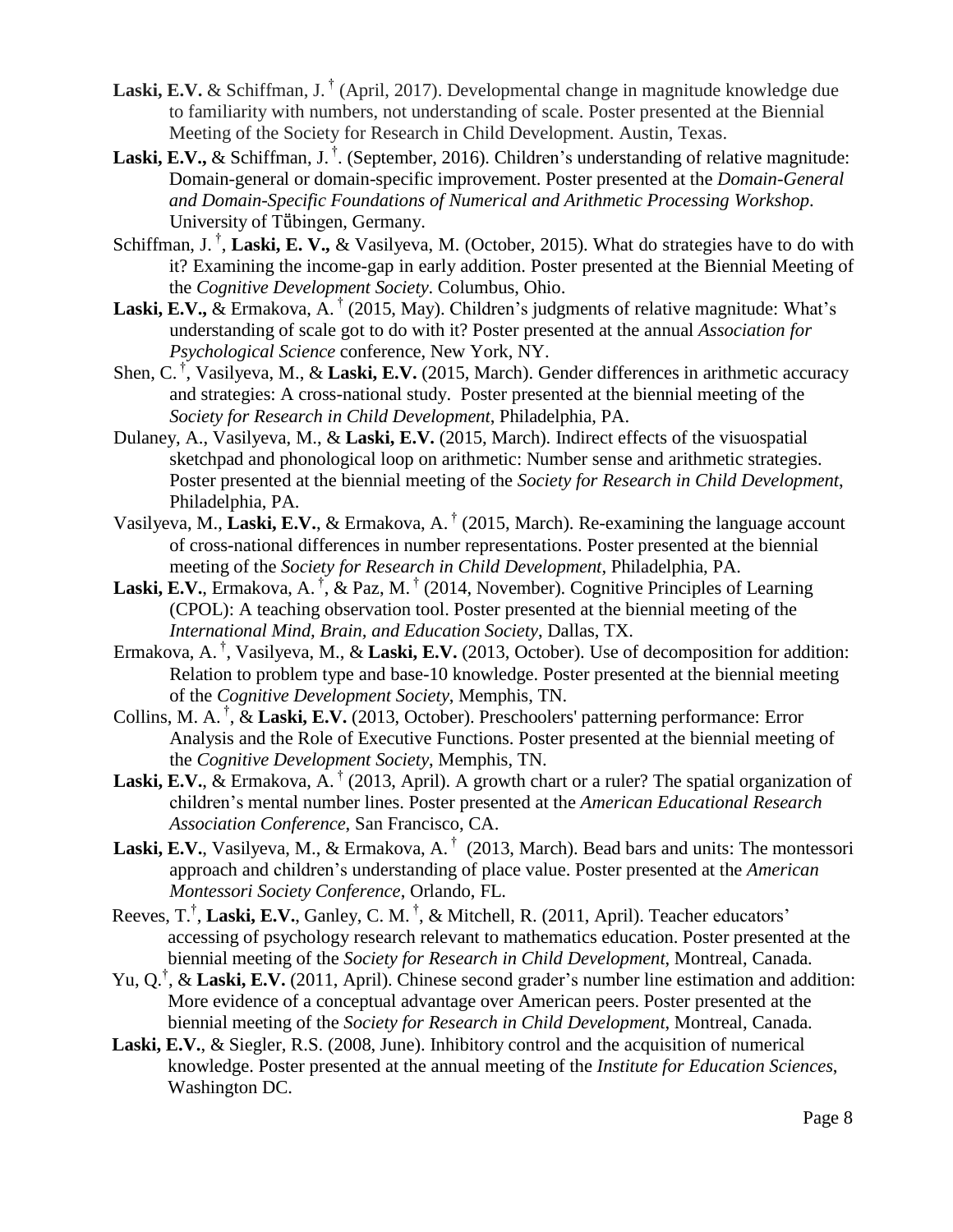**Laski, E.V.** & Schiffman, J. † (April, 2017). Developmental change in magnitude knowledge due to familiarity with numbers, not understanding of scale. Poster presented at the Biennial Meeting of the Society for Research in Child Development. Austin, Texas.

**Laski, E.V.,** & Schiffman, J. †. (September, 2016). Children's understanding of relative magnitude: Domain-general or domain-specific improvement. Poster presented at the *Domain-General and Domain-Specific Foundations of Numerical and Arithmetic Processing Workshop*. University of Tübingen, Germany.

Schiffman, J. †, **Laski, E. V.,** & Vasilyeva, M. (October, 2015). What do strategies have to do with it? Examining the income-gap in early addition. Poster presented at the Biennial Meeting of the *Cognitive Development Society*. Columbus, Ohio.

**Laski, E.V.,** & Ermakova, A. † (2015, May). Children's judgments of relative magnitude: What's understanding of scale got to do with it? Poster presented at the annual *Association for Psychological Science* conference, New York, NY.

Shen, C. †, Vasilyeva, M., & **Laski, E.V.** (2015, March). Gender differences in arithmetic accuracy and strategies: A cross-national study. Poster presented at the biennial meeting of the *Society for Research in Child Development*, Philadelphia, PA.

Dulaney, A., Vasilyeva, M., & **Laski, E.V.** (2015, March). Indirect effects of the visuospatial sketchpad and phonological loop on arithmetic: Number sense and arithmetic strategies. Poster presented at the biennial meeting of the *Society for Research in Child Development*, Philadelphia, PA.

Vasilyeva, M., **Laski, E.V.**, & Ermakova, A. † (2015, March). Re-examining the language account of cross-national differences in number representations. Poster presented at the biennial meeting of the *Society for Research in Child Development*, Philadelphia, PA.

**Laski, E.V.**, Ermakova, A. †, & Paz, M. † (2014, November). Cognitive Principles of Learning (CPOL): A teaching observation tool. Poster presented at the biennial meeting of the *International Mind, Brain, and Education Society*, Dallas, TX.

Ermakova, A. †, Vasilyeva, M., & **Laski, E.V.** (2013, October). Use of decomposition for addition: Relation to problem type and base-10 knowledge. Poster presented at the biennial meeting of the *Cognitive Development Society*, Memphis, TN.

Collins, M. A. †, & **Laski, E.V.** (2013, October). Preschoolers' patterning performance: Error Analysis and the Role of Executive Functions. Poster presented at the biennial meeting of the *Cognitive Development Society*, Memphis, TN.

**Laski, E.V.**, & Ermakova, A. † (2013, April). A growth chart or a ruler? The spatial organization of children's mental number lines. Poster presented at the *American Educational Research Association Conference*, San Francisco, CA.

**Laski, E.V.**, Vasilyeva, M., & Ermakova, A. † (2013, March). Bead bars and units: The montessori approach and children's understanding of place value. Poster presented at the *American Montessori Society Conference*, Orlando, FL.

Reeves, T.†, **Laski, E.V.**, Ganley, C. M. †, & Mitchell, R. (2011, April). Teacher educators' accessing of psychology research relevant to mathematics education. Poster presented at the biennial meeting of the *Society for Research in Child Development*, Montreal, Canada.

Yu, Q.†, & **Laski, E.V.** (2011, April). Chinese second grader's number line estimation and addition: More evidence of a conceptual advantage over American peers. Poster presented at the biennial meeting of the *Society for Research in Child Development*, Montreal, Canada.

**Laski, E.V.**, & Siegler, R.S. (2008, June). Inhibitory control and the acquisition of numerical knowledge. Poster presented at the annual meeting of the *Institute for Education Sciences*, Washington DC.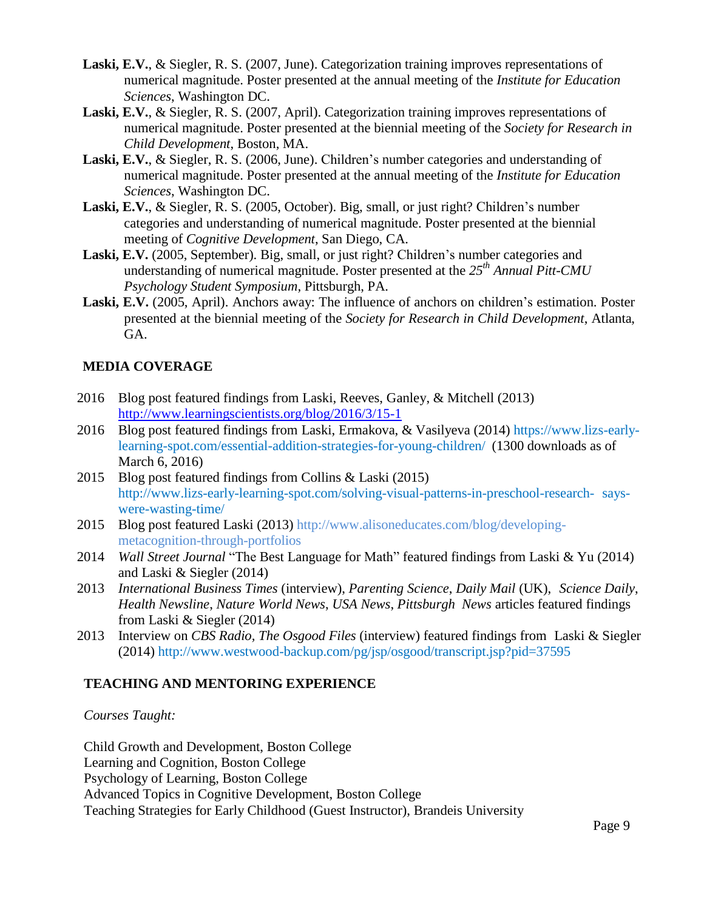**Laski, E.V.**, & Siegler, R. S. (2007, June). Categorization training improves representations of numerical magnitude. Poster presented at the annual meeting of the *Institute for Education Sciences*, Washington DC.

**Laski, E.V.**, & Siegler, R. S. (2007, April). Categorization training improves representations of numerical magnitude. Poster presented at the biennial meeting of the *Society for Research in Child Development*, Boston, MA.

**Laski, E.V.**, & Siegler, R. S. (2006, June). Children's number categories and understanding of numerical magnitude. Poster presented at the annual meeting of the *Institute for Education Sciences*, Washington DC.

**Laski, E.V.**, & Siegler, R. S. (2005, October). Big, small, or just right? Children's number categories and understanding of numerical magnitude. Poster presented at the biennial meeting of *Cognitive Development*, San Diego, CA.

**Laski, E.V.** (2005, September). Big, small, or just right? Children's number categories and understanding of numerical magnitude. Poster presented at the *25th Annual Pitt-CMU Psychology Student Symposium*, Pittsburgh, PA.

**Laski, E.V.** (2005, April). Anchors away: The influence of anchors on children's estimation. Poster presented at the biennial meeting of the *Society for Research in Child Development*, Atlanta, GA.

## MEDIA COVERAGE

- 2016 Blog post featured findings from Laski, Reeves, Ganley, & Mitchell (2013) http://www.learningscientists.org/blog/2016/3/15-1
- 2016 Blog post featured findings from Laski, Ermakova, & Vasilyeva (2014) https://www.lizs-early-learning-spot.com/essential-addition-strategies-for-young-children/ (1300 downloads as of March 6, 2016)
- 2015 Blog post featured findings from Collins & Laski (2015) http://www.lizs-early-learning-spot.com/solving-visual-patterns-in-preschool-research- says-were-wasting-time/
- 2015 Blog post featured Laski (2013) http://www.alisoneducates.com/blog/developing-metacognition-through-portfolios
- 2014 *Wall Street Journal* "The Best Language for Math" featured findings from Laski & Yu (2014) and Laski & Siegler (2014)
- 2013 *International Business Times* (interview), *Parenting Science*, *Daily Mail* (UK), *Science Daily*, *Health Newsline*, *Nature World News*, *USA News*, *Pittsburgh News* articles featured findings from Laski & Siegler (2014)
- 2013 Interview on *CBS Radio, The Osgood Files* (interview) featured findings from Laski & Siegler (2014) http://www.westwood-backup.com/pg/jsp/osgood/transcript.jsp?pid=37595

## TEACHING AND MENTORING EXPERIENCE

*Courses Taught:*

Child Growth and Development, Boston College
Learning and Cognition, Boston College
Psychology of Learning, Boston College
Advanced Topics in Cognitive Development, Boston College
Teaching Strategies for Early Childhood (Guest Instructor), Brandeis University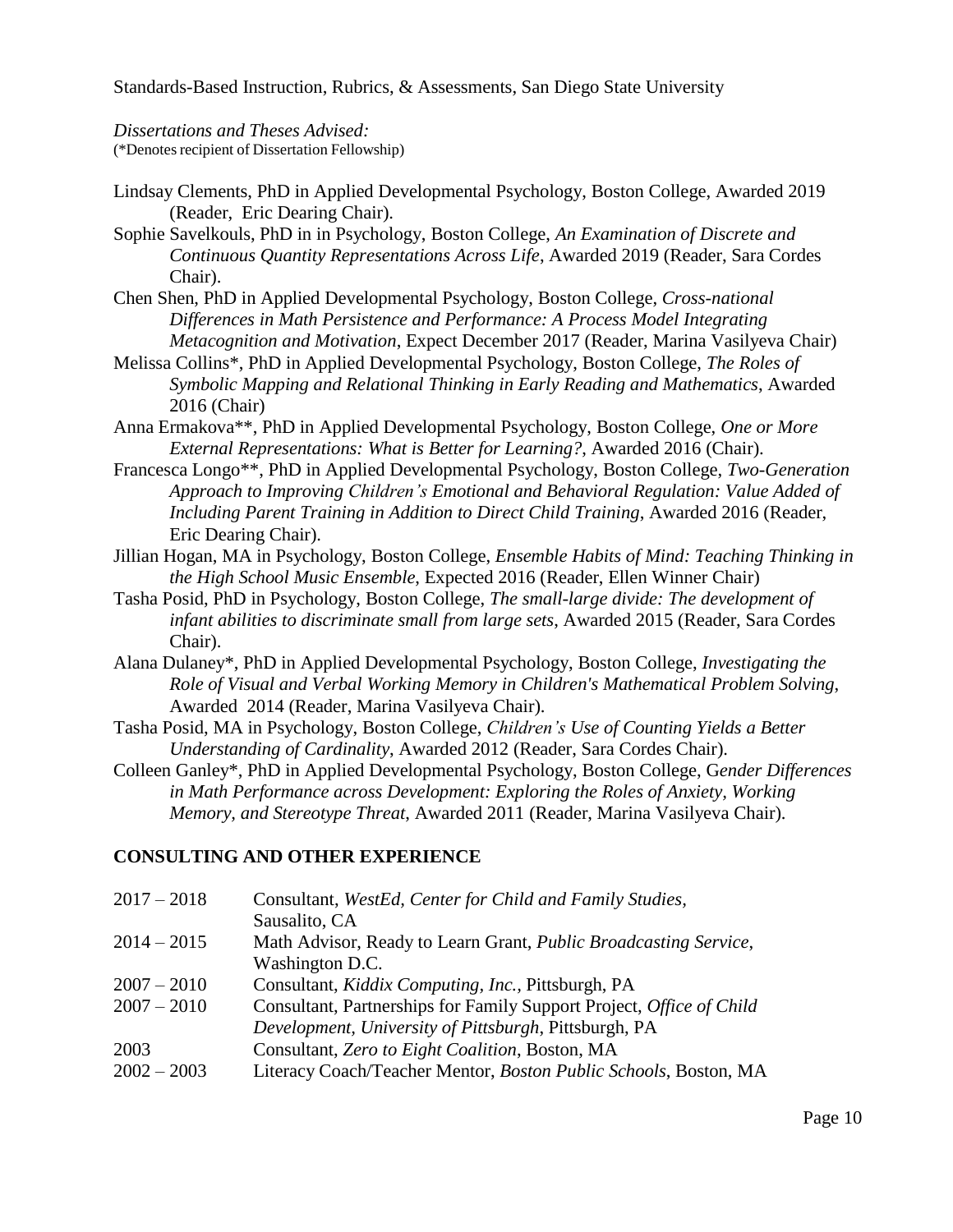Standards-Based Instruction, Rubrics, & Assessments, San Diego State University

*Dissertations and Theses Advised:*
(*Denotes recipient of Dissertation Fellowship)

Lindsay Clements, PhD in Applied Developmental Psychology, Boston College, Awarded 2019 (Reader, Eric Dearing Chair).

Sophie Savelkouls, PhD in in Psychology, Boston College, *An Examination of Discrete and Continuous Quantity Representations Across Life*, Awarded 2019 (Reader, Sara Cordes Chair).

Chen Shen, PhD in Applied Developmental Psychology, Boston College, *Cross-national Differences in Math Persistence and Performance: A Process Model Integrating Metacognition and Motivation*, Expect December 2017 (Reader, Marina Vasilyeva Chair)

Melissa Collins*, PhD in Applied Developmental Psychology, Boston College, *The Roles of Symbolic Mapping and Relational Thinking in Early Reading and Mathematics*, Awarded 2016 (Chair)

Anna Ermakova**, PhD in Applied Developmental Psychology, Boston College, *One or More External Representations: What is Better for Learning?*, Awarded 2016 (Chair).

Francesca Longo**, PhD in Applied Developmental Psychology, Boston College, *Two-Generation Approach to Improving Children's Emotional and Behavioral Regulation: Value Added of Including Parent Training in Addition to Direct Child Training*, Awarded 2016 (Reader, Eric Dearing Chair).

Jillian Hogan, MA in Psychology, Boston College, *Ensemble Habits of Mind: Teaching Thinking in the High School Music Ensemble*, Expected 2016 (Reader, Ellen Winner Chair)

Tasha Posid, PhD in Psychology, Boston College, *The small-large divide: The development of infant abilities to discriminate small from large sets*, Awarded 2015 (Reader, Sara Cordes Chair).

Alana Dulaney*, PhD in Applied Developmental Psychology, Boston College, *Investigating the Role of Visual and Verbal Working Memory in Children's Mathematical Problem Solving*, Awarded 2014 (Reader, Marina Vasilyeva Chair).

Tasha Posid, MA in Psychology, Boston College, *Children's Use of Counting Yields a Better Understanding of Cardinality*, Awarded 2012 (Reader, Sara Cordes Chair).

Colleen Ganley*, PhD in Applied Developmental Psychology, Boston College, G*ender Differences in Math Performance across Development: Exploring the Roles of Anxiety, Working Memory, and Stereotype Threat*, Awarded 2011 (Reader, Marina Vasilyeva Chair).

## CONSULTING AND OTHER EXPERIENCE

| | |
|---|---|
| 2017 – 2018 | Consultant, *WestEd, Center for Child and Family Studies*, Sausalito, CA |
| 2014 – 2015 | Math Advisor, Ready to Learn Grant, *Public Broadcasting Service*, Washington D.C. |
| 2007 – 2010 | Consultant, *Kiddix Computing, Inc.,* Pittsburgh, PA |
| 2007 – 2010 | Consultant, Partnerships for Family Support Project, *Office of Child Development, University of Pittsburgh*, Pittsburgh, PA |
| 2003 | Consultant, *Zero to Eight Coalition*, Boston, MA |
| 2002 – 2003 | Literacy Coach/Teacher Mentor, *Boston Public Schools*, Boston, MA |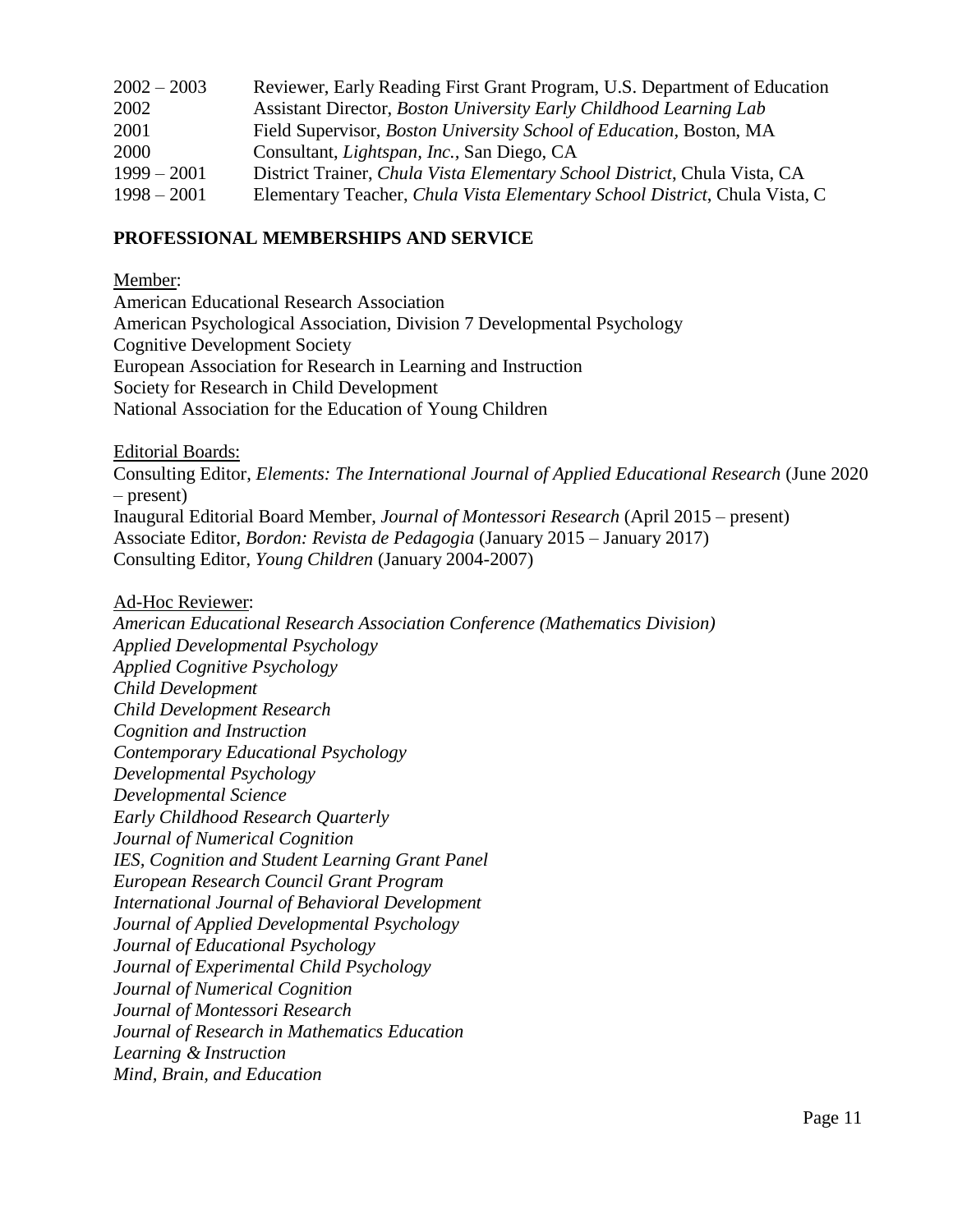2002 – 2003 Reviewer, Early Reading First Grant Program, U.S. Department of Education
2002 Assistant Director, *Boston University Early Childhood Learning Lab*
2001 Field Supervisor, *Boston University School of Education*, Boston, MA
2000 Consultant, *Lightspan, Inc.*, San Diego, CA
1999 – 2001 District Trainer, *Chula Vista Elementary School District*, Chula Vista, CA
1998 – 2001 Elementary Teacher, *Chula Vista Elementary School District*, Chula Vista, C

## PROFESSIONAL MEMBERSHIPS AND SERVICE

Member:

American Educational Research Association
American Psychological Association, Division 7 Developmental Psychology
Cognitive Development Society
European Association for Research in Learning and Instruction
Society for Research in Child Development
National Association for the Education of Young Children

Editorial Boards:

Consulting Editor, *Elements: The International Journal of Applied Educational Research* (June 2020 – present)
Inaugural Editorial Board Member, *Journal of Montessori Research* (April 2015 – present)
Associate Editor, *Bordon: Revista de Pedagogia* (January 2015 – January 2017)
Consulting Editor, *Young Children* (January 2004-2007)

Ad-Hoc Reviewer:

*American Educational Research Association Conference (Mathematics Division)*
*Applied Developmental Psychology*
*Applied Cognitive Psychology*
*Child Development*
*Child Development Research*
*Cognition and Instruction*
*Contemporary Educational Psychology*
*Developmental Psychology*
*Developmental Science*
*Early Childhood Research Quarterly*
*Journal of Numerical Cognition*
*IES, Cognition and Student Learning Grant Panel*
*European Research Council Grant Program*
*International Journal of Behavioral Development*
*Journal of Applied Developmental Psychology*
*Journal of Educational Psychology*
*Journal of Experimental Child Psychology*
*Journal of Numerical Cognition*
*Journal of Montessori Research*
*Journal of Research in Mathematics Education*
*Learning & Instruction*
*Mind, Brain, and Education*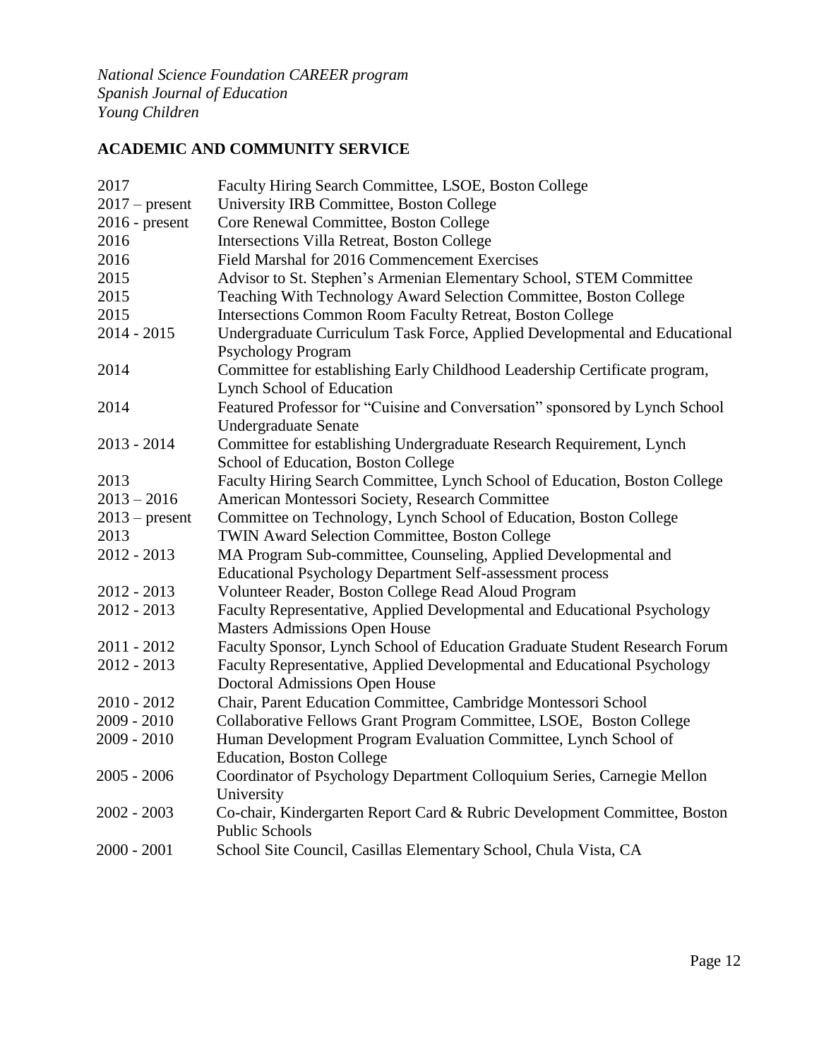*National Science Foundation CAREER program*
*Spanish Journal of Education*
*Young Children*

## ACADEMIC AND COMMUNITY SERVICE

| | |
|---|---|
| 2017 | Faculty Hiring Search Committee, LSOE, Boston College |
| 2017 – present | University IRB Committee, Boston College |
| 2016 - present | Core Renewal Committee, Boston College |
| 2016 | Intersections Villa Retreat, Boston College |
| 2016 | Field Marshal for 2016 Commencement Exercises |
| 2015 | Advisor to St. Stephen's Armenian Elementary School, STEM Committee |
| 2015 | Teaching With Technology Award Selection Committee, Boston College |
| 2015 | Intersections Common Room Faculty Retreat, Boston College |
| 2014 - 2015 | Undergraduate Curriculum Task Force, Applied Developmental and Educational Psychology Program |
| 2014 | Committee for establishing Early Childhood Leadership Certificate program, Lynch School of Education |
| 2014 | Featured Professor for "Cuisine and Conversation" sponsored by Lynch School Undergraduate Senate |
| 2013 - 2014 | Committee for establishing Undergraduate Research Requirement, Lynch School of Education, Boston College |
| 2013 | Faculty Hiring Search Committee, Lynch School of Education, Boston College |
| 2013 – 2016 | American Montessori Society, Research Committee |
| 2013 – present | Committee on Technology, Lynch School of Education, Boston College |
| 2013 | TWIN Award Selection Committee, Boston College |
| 2012 - 2013 | MA Program Sub-committee, Counseling, Applied Developmental and Educational Psychology Department Self-assessment process |
| 2012 - 2013 | Volunteer Reader, Boston College Read Aloud Program |
| 2012 - 2013 | Faculty Representative, Applied Developmental and Educational Psychology Masters Admissions Open House |
| 2011 - 2012 | Faculty Sponsor, Lynch School of Education Graduate Student Research Forum |
| 2012 - 2013 | Faculty Representative, Applied Developmental and Educational Psychology Doctoral Admissions Open House |
| 2010 - 2012 | Chair, Parent Education Committee, Cambridge Montessori School |
| 2009 - 2010 | Collaborative Fellows Grant Program Committee, LSOE, Boston College |
| 2009 - 2010 | Human Development Program Evaluation Committee, Lynch School of Education, Boston College |
| 2005 - 2006 | Coordinator of Psychology Department Colloquium Series, Carnegie Mellon University |
| 2002 - 2003 | Co-chair, Kindergarten Report Card & Rubric Development Committee, Boston Public Schools |
| 2000 - 2001 | School Site Council, Casillas Elementary School, Chula Vista, CA |